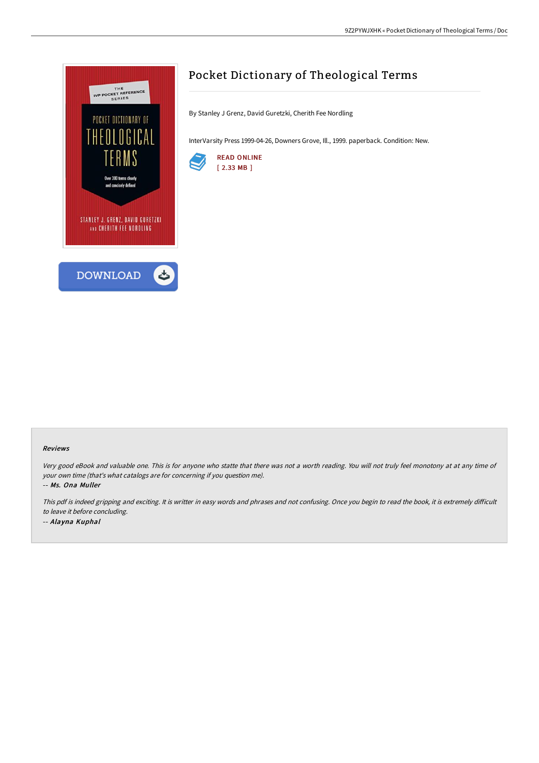# Pocket Dictionary of Theological Terms

By Stanley J Grenz, David Guretzki, Cherith Fee Nordling

InterVarsity Press 1999-04-26, Downers Grove, Ill., 1999. paperback. Condition: New.

READ ONLINE
[ 2.33 MB ]

DOWNLOAD

### Reviews

*Very good eBook and valuable one. This is for anyone who statte that there was not a worth reading. You will not truly feel monotony at at any time of your own time (that's what catalogs are for concerning if you question me).*

*-- Ms. Ona Muller*

*This pdf is indeed gripping and exciting. It is writter in easy words and phrases and not confusing. Once you begin to read the book, it is extremely difficult to leave it before concluding.*

*-- Alayna Kuphal*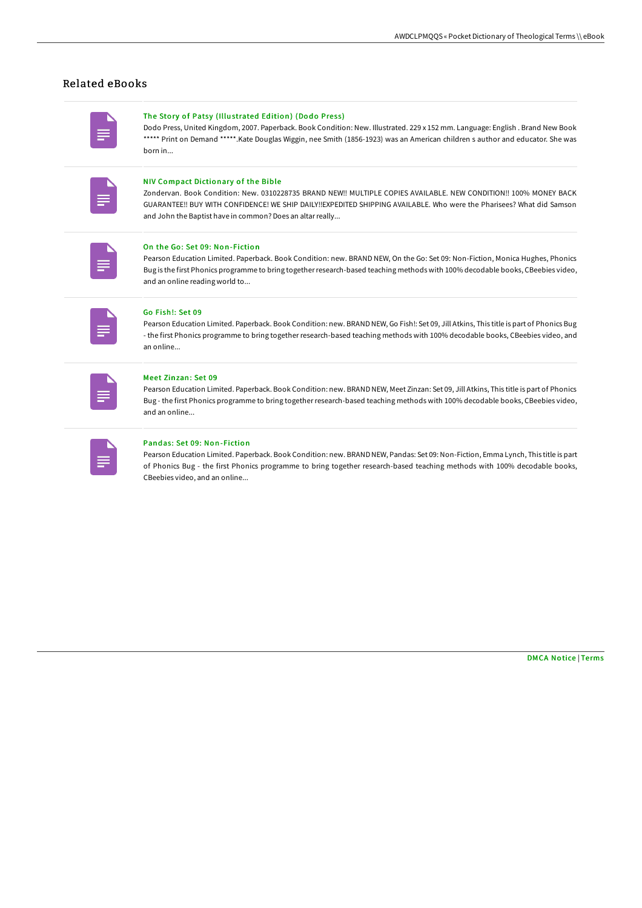## Related eBooks

### The Story of Patsy (Illustrated Edition) (Dodo Press)

Dodo Press, United Kingdom, 2007. Paperback. Book Condition: New. Illustrated. 229 x 152 mm. Language: English . Brand New Book ***** Print on Demand *****.Kate Douglas Wiggin, nee Smith (1856-1923) was an American children s author and educator. She was born in...

### NIV Compact Dictionary of the Bible

Zondervan. Book Condition: New. 0310228735 BRAND NEW!! MULTIPLE COPIES AVAILABLE. NEW CONDITION!! 100% MONEY BACK GUARANTEE!! BUY WITH CONFIDENCE! WE SHIP DAILY!!EXPEDITED SHIPPING AVAILABLE. Who were the Pharisees? What did Samson and John the Baptist have in common? Does an altar really...

### On the Go: Set 09: Non-Fiction

Pearson Education Limited. Paperback. Book Condition: new. BRAND NEW, On the Go: Set 09: Non-Fiction, Monica Hughes, Phonics Bug is the first Phonics programme to bring together research-based teaching methods with 100% decodable books, CBeebies video, and an online reading world to...

### Go Fish!: Set 09

Pearson Education Limited. Paperback. Book Condition: new. BRAND NEW, Go Fish!: Set 09, Jill Atkins, This title is part of Phonics Bug - the first Phonics programme to bring together research-based teaching methods with 100% decodable books, CBeebies video, and an online...

### Meet Zinzan: Set 09

Pearson Education Limited. Paperback. Book Condition: new. BRAND NEW, Meet Zinzan: Set 09, Jill Atkins, This title is part of Phonics Bug - the first Phonics programme to bring together research-based teaching methods with 100% decodable books, CBeebies video, and an online...

### Pandas: Set 09: Non-Fiction

Pearson Education Limited. Paperback. Book Condition: new. BRAND NEW, Pandas: Set 09: Non-Fiction, Emma Lynch, This title is part of Phonics Bug - the first Phonics programme to bring together research-based teaching methods with 100% decodable books, CBeebies video, and an online...